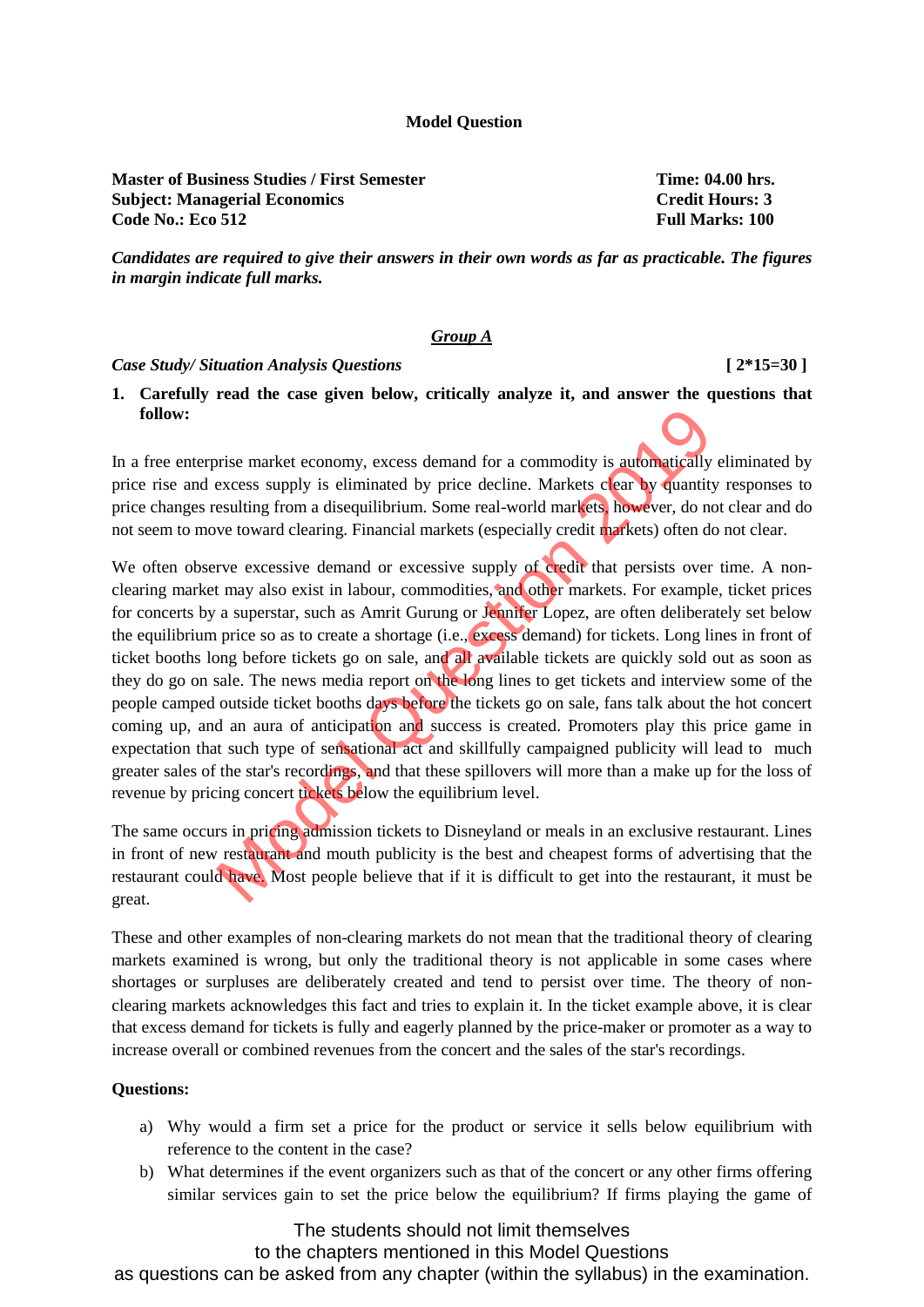**Model Question**

**Master of Business Studies / First Semester**
**Subject: Managerial Economics**
**Code No.: Eco 512**

**Time: 04.00 hrs.**
**Credit Hours: 3**
**Full Marks: 100**

***Candidates are required to give their answers in their own words as far as practicable. The figures in margin indicate full marks.***

## ***Group A***

***Case Study/ Situation Analysis Questions*** **[ 2*15=30 ]**

**1. Carefully read the case given below, critically analyze it, and answer the questions that follow:**

In a free enterprise market economy, excess demand for a commodity is automatically eliminated by price rise and excess supply is eliminated by price decline. Markets clear by quantity responses to price changes resulting from a disequilibrium. Some real-world markets, however, do not clear and do not seem to move toward clearing. Financial markets (especially credit markets) often do not clear.

We often observe excessive demand or excessive supply of credit that persists over time. A non-clearing market may also exist in labour, commodities, and other markets. For example, ticket prices for concerts by a superstar, such as Amrit Gurung or Jennifer Lopez, are often deliberately set below the equilibrium price so as to create a shortage (i.e., excess demand) for tickets. Long lines in front of ticket booths long before tickets go on sale, and all available tickets are quickly sold out as soon as they do go on sale. The news media report on the long lines to get tickets and interview some of the people camped outside ticket booths days before the tickets go on sale, fans talk about the hot concert coming up, and an aura of anticipation and success is created. Promoters play this price game in expectation that such type of sensational act and skillfully campaigned publicity will lead to much greater sales of the star's recordings, and that these spillovers will more than a make up for the loss of revenue by pricing concert tickets below the equilibrium level.

The same occurs in pricing admission tickets to Disneyland or meals in an exclusive restaurant. Lines in front of new restaurant and mouth publicity is the best and cheapest forms of advertising that the restaurant could have. Most people believe that if it is difficult to get into the restaurant, it must be great.

These and other examples of non-clearing markets do not mean that the traditional theory of clearing markets examined is wrong, but only the traditional theory is not applicable in some cases where shortages or surpluses are deliberately created and tend to persist over time. The theory of non-clearing markets acknowledges this fact and tries to explain it. In the ticket example above, it is clear that excess demand for tickets is fully and eagerly planned by the price-maker or promoter as a way to increase overall or combined revenues from the concert and the sales of the star's recordings.

**Questions:**

a) Why would a firm set a price for the product or service it sells below equilibrium with reference to the content in the case?

b) What determines if the event organizers such as that of the concert or any other firms offering similar services gain to set the price below the equilibrium? If firms playing the game of

The students should not limit themselves to the chapters mentioned in this Model Questions as questions can be asked from any chapter (within the syllabus) in the examination.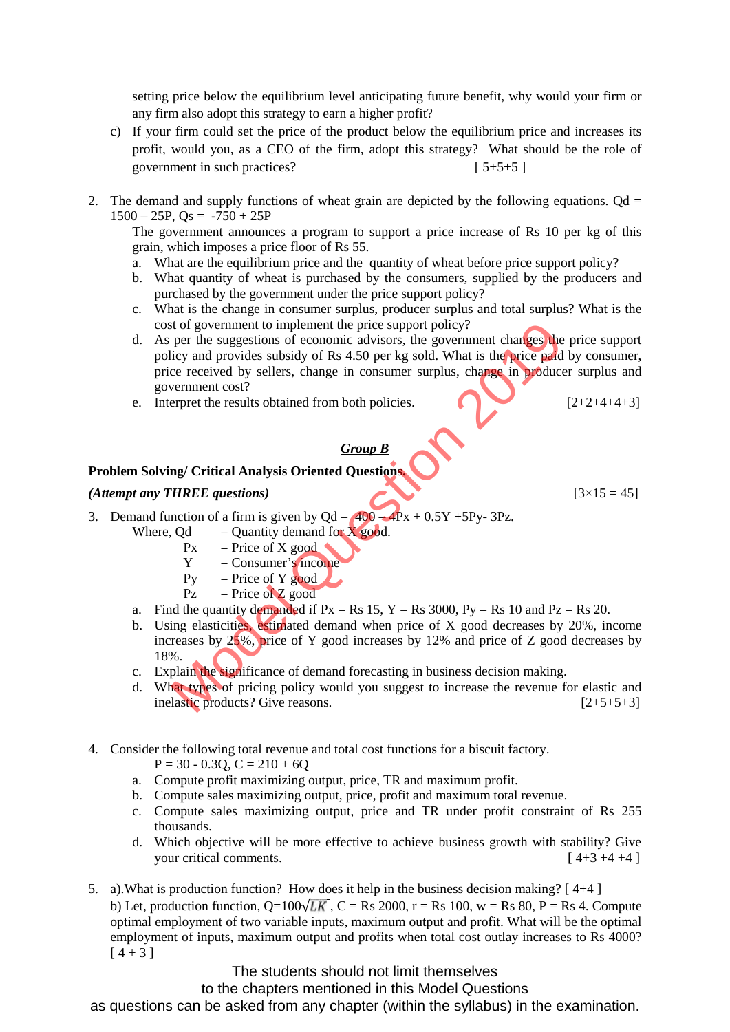setting price below the equilibrium level anticipating future benefit, why would your firm or any firm also adopt this strategy to earn a higher profit?

c) If your firm could set the price of the product below the equilibrium price and increases its profit, would you, as a CEO of the firm, adopt this strategy? What should be the role of government in such practices? [ 5+5+5 ]

2. The demand and supply functions of wheat grain are depicted by the following equations. $Qd = 1500 – 25P$, $Qs = -750 + 25P$

   The government announces a program to support a price increase of Rs 10 per kg of this grain, which imposes a price floor of Rs 55.

   a. What are the equilibrium price and the quantity of wheat before price support policy?
   b. What quantity of wheat is purchased by the consumers, supplied by the producers and purchased by the government under the price support policy?
   c. What is the change in consumer surplus, producer surplus and total surplus? What is the cost of government to implement the price support policy?
   d. As per the suggestions of economic advisors, the government changes the price support policy and provides subsidy of Rs 4.50 per kg sold. What is the price paid by consumer, price received by sellers, change in consumer surplus, change in producer surplus and government cost?
   e. Interpret the results obtained from both policies. [2+2+4+4+3]

## *Group B*

**Problem Solving/ Critical Analysis Oriented Questions.**

***(Attempt any THREE questions)*** [3×15 = 45]

3. Demand function of a firm is given by $Qd = 400 – 4Px + 0.5Y + 5Py - 3Pz$.

   Where, Qd = Quantity demand for X good.
   Px = Price of X good
   Y = Consumer's income
   Py = Price of Y good
   Pz = Price of Z good

   a. Find the quantity demanded if Px = Rs 15, Y = Rs 3000, Py = Rs 10 and Pz = Rs 20.
   b. Using elasticities, estimated demand when price of X good decreases by 20%, income increases by 25%, price of Y good increases by 12% and price of Z good decreases by 18%.
   c. Explain the significance of demand forecasting in business decision making.
   d. What types of pricing policy would you suggest to increase the revenue for elastic and inelastic products? Give reasons. [2+5+5+3]

4. Consider the following total revenue and total cost functions for a biscuit factory.

   $P = 30 - 0.3Q$, $C = 210 + 6Q$

   a. Compute profit maximizing output, price, TR and maximum profit.
   b. Compute sales maximizing output, price, profit and maximum total revenue.
   c. Compute sales maximizing output, price and TR under profit constraint of Rs 255 thousands.
   d. Which objective will be more effective to achieve business growth with stability? Give your critical comments. [ 4+3 +4 +4 ]

5. a).What is production function? How does it help in the business decision making? [ 4+4 ]

   b) Let, production function, $Q=100\sqrt{LK}$, C = Rs 2000, r = Rs 100, w = Rs 80, P = Rs 4. Compute optimal employment of two variable inputs, maximum output and profit. What will be the optimal employment of inputs, maximum output and profits when total cost outlay increases to Rs 4000? [ 4 + 3 ]

The students should not limit themselves to the chapters mentioned in this Model Questions as questions can be asked from any chapter (within the syllabus) in the examination.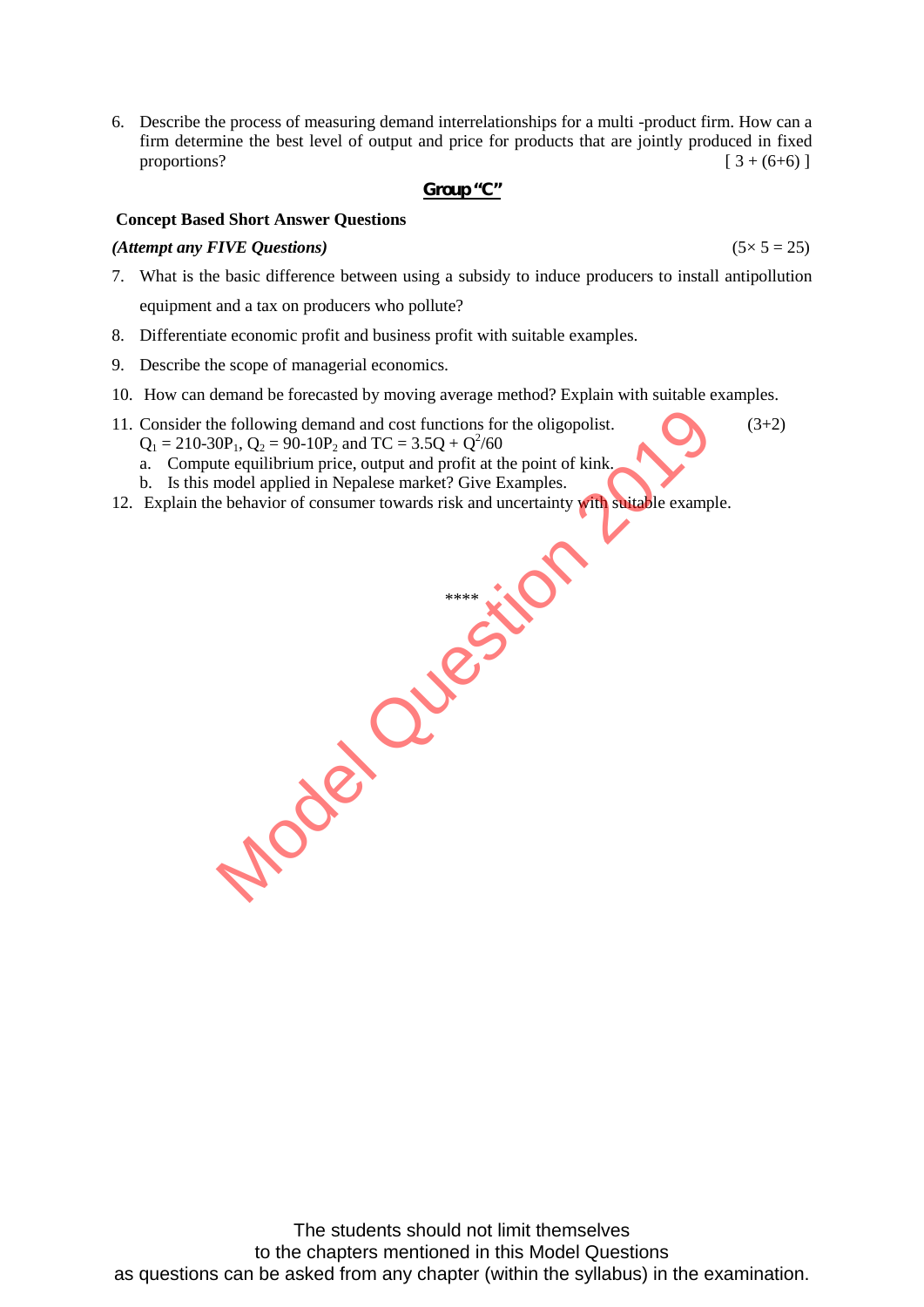6. Describe the process of measuring demand interrelationships for a multi -product firm. How can a firm determine the best level of output and price for products that are jointly produced in fixed proportions? [ 3 + (6+6) ]

## Group "C"

**Concept Based Short Answer Questions**

***(Attempt any FIVE Questions)*** (5× 5 = 25)

7. What is the basic difference between using a subsidy to induce producers to install antipollution equipment and a tax on producers who pollute?
8. Differentiate economic profit and business profit with suitable examples.
9. Describe the scope of managerial economics.
10. How can demand be forecasted by moving average method? Explain with suitable examples.
11. Consider the following demand and cost functions for the oligopolist. (3+2)
    $Q_1 = 210-30P_1$, $Q_2 = 90-10P_2$ and $TC = 3.5Q + Q^2/60$
    a. Compute equilibrium price, output and profit at the point of kink.
    b. Is this model applied in Nepalese market? Give Examples.
12. Explain the behavior of consumer towards risk and uncertainty with suitable example.

****

Model Question 2019

The students should not limit themselves
to the chapters mentioned in this Model Questions
as questions can be asked from any chapter (within the syllabus) in the examination.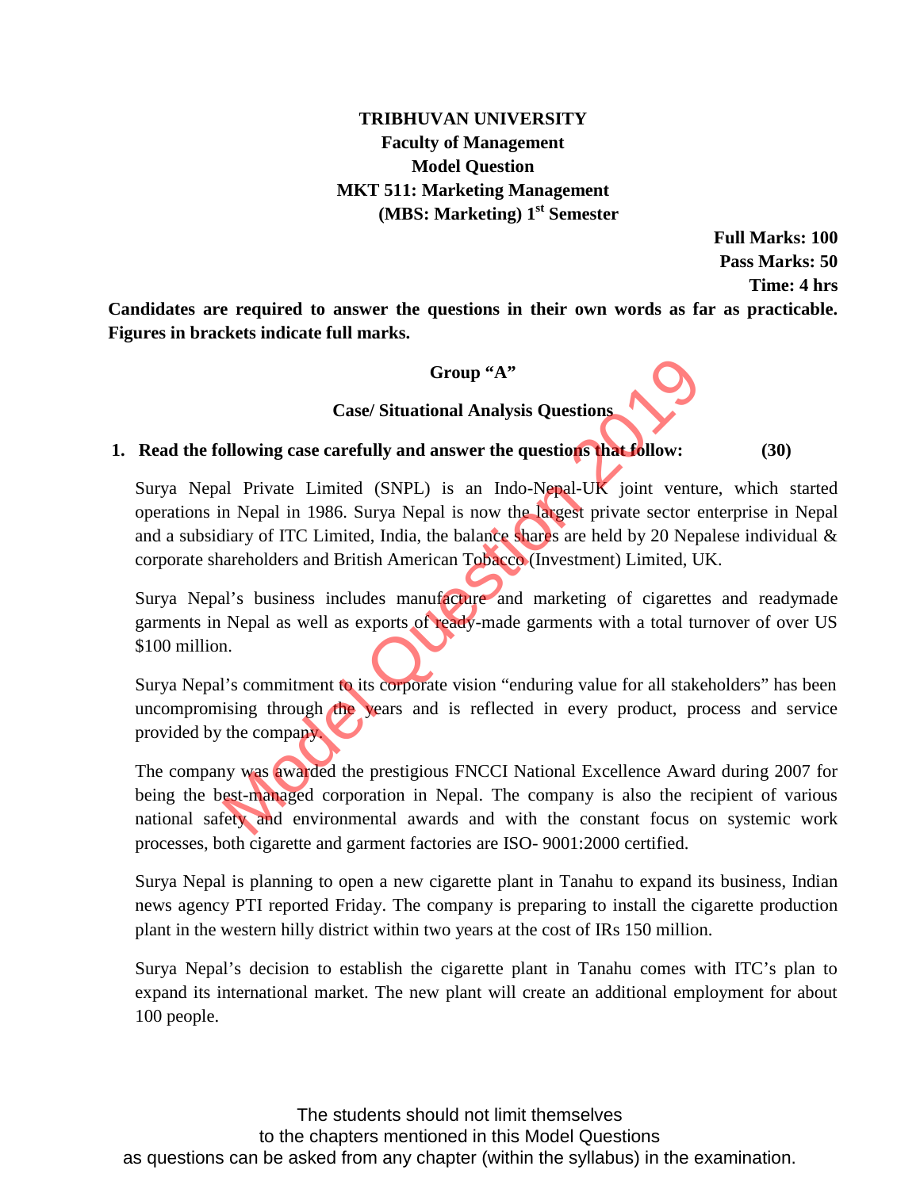**TRIBHUVAN UNIVERSITY**
**Faculty of Management**
**Model Question**
**MKT 511: Marketing Management**
**(MBS: Marketing) 1st Semester**

**Full Marks: 100**
**Pass Marks: 50**
**Time: 4 hrs**

**Candidates are required to answer the questions in their own words as far as practicable. Figures in brackets indicate full marks.**

**Group "A"**

**Case/ Situational Analysis Questions**

1. **Read the following case carefully and answer the questions that follow: (30)**

Surya Nepal Private Limited (SNPL) is an Indo-Nepal-UK joint venture, which started operations in Nepal in 1986. Surya Nepal is now the largest private sector enterprise in Nepal and a subsidiary of ITC Limited, India, the balance shares are held by 20 Nepalese individual & corporate shareholders and British American Tobacco (Investment) Limited, UK.

Surya Nepal's business includes manufacture and marketing of cigarettes and readymade garments in Nepal as well as exports of ready-made garments with a total turnover of over US $100 million.

Surya Nepal's commitment to its corporate vision "enduring value for all stakeholders" has been uncompromising through the years and is reflected in every product, process and service provided by the company.

The company was awarded the prestigious FNCCI National Excellence Award during 2007 for being the best-managed corporation in Nepal. The company is also the recipient of various national safety and environmental awards and with the constant focus on systemic work processes, both cigarette and garment factories are ISO- 9001:2000 certified.

Surya Nepal is planning to open a new cigarette plant in Tanahu to expand its business, Indian news agency PTI reported Friday. The company is preparing to install the cigarette production plant in the western hilly district within two years at the cost of IRs 150 million.

Surya Nepal's decision to establish the cigarette plant in Tanahu comes with ITC's plan to expand its international market. The new plant will create an additional employment for about 100 people.

The students should not limit themselves to the chapters mentioned in this Model Questions as questions can be asked from any chapter (within the syllabus) in the examination.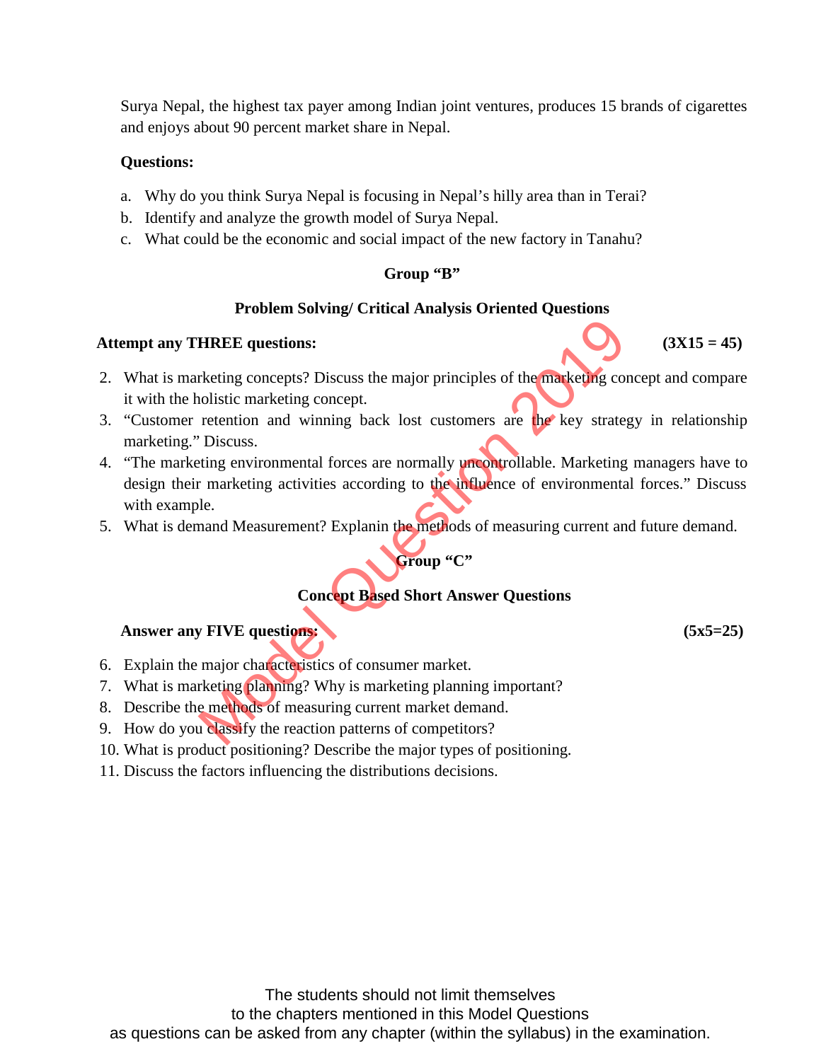Surya Nepal, the highest tax payer among Indian joint ventures, produces 15 brands of cigarettes and enjoys about 90 percent market share in Nepal.

**Questions:**

a. Why do you think Surya Nepal is focusing in Nepal's hilly area than in Terai?
b. Identify and analyze the growth model of Surya Nepal.
c. What could be the economic and social impact of the new factory in Tanahu?

## Group "B"

### Problem Solving/ Critical Analysis Oriented Questions

**Attempt any THREE questions:** **(3X15 = 45)**

2. What is marketing concepts? Discuss the major principles of the marketing concept and compare it with the holistic marketing concept.
3. "Customer retention and winning back lost customers are the key strategy in relationship marketing." Discuss.
4. "The marketing environmental forces are normally uncontrollable. Marketing managers have to design their marketing activities according to the influence of environmental forces." Discuss with example.
5. What is demand Measurement? Explanin the methods of measuring current and future demand.

## Group "C"

### Concept Based Short Answer Questions

**Answer any FIVE questions:** **(5x5=25)**

6. Explain the major characteristics of consumer market.
7. What is marketing planning? Why is marketing planning important?
8. Describe the methods of measuring current market demand.
9. How do you classify the reaction patterns of competitors?
10. What is product positioning? Describe the major types of positioning.
11. Discuss the factors influencing the distributions decisions.

The students should not limit themselves
to the chapters mentioned in this Model Questions
as questions can be asked from any chapter (within the syllabus) in the examination.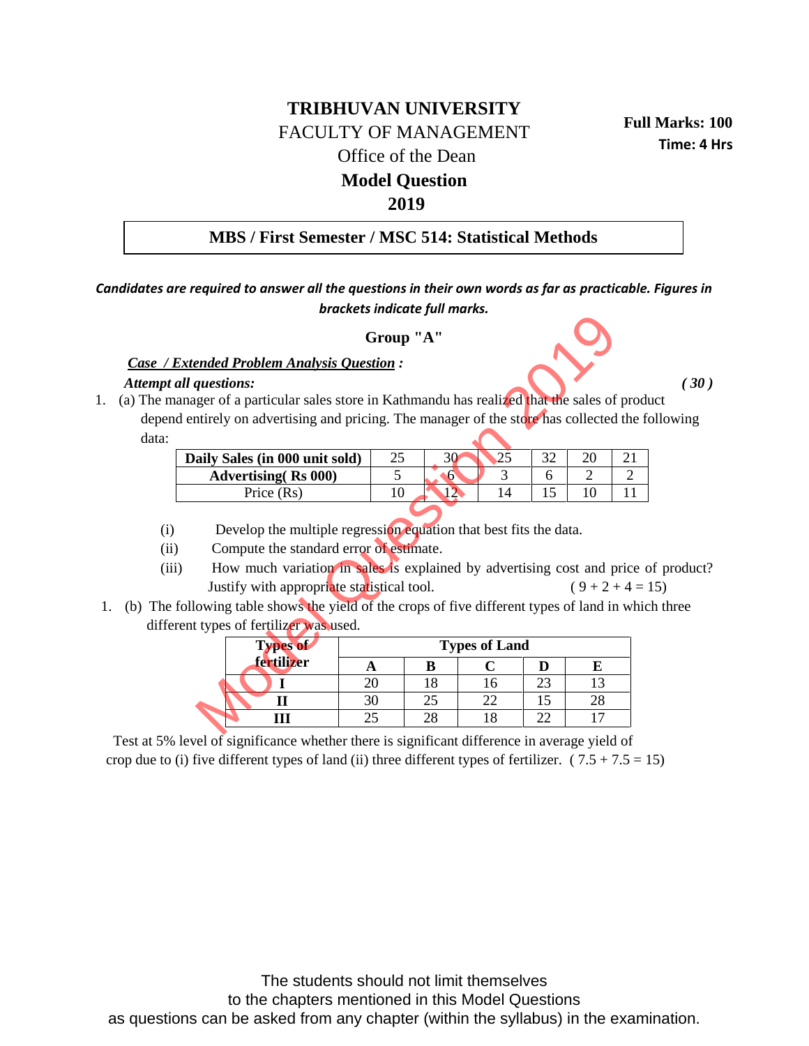# TRIBHUVAN UNIVERSITY

FACULTY OF MANAGEMENT

Office of the Dean

**Model Question**

**2019**

**Full Marks: 100**

**Time: 4 Hrs**

**MBS / First Semester / MSC 514: Statistical Methods**

***Candidates are required to answer all the questions in their own words as far as practicable. Figures in brackets indicate full marks.***

## Group "A"

***Case / Extended Problem Analysis Question :***

***Attempt all questions:*** ***( 30 )***

1. (a) The manager of a particular sales store in Kathmandu has realized that the sales of product depend entirely on advertising and pricing. The manager of the store has collected the following data:

| **Daily Sales (in 000 unit sold)** | 25 | 30 | 25 | 32 | 20 | 21 |
|---|---|---|---|---|---|---|
| **Advertising( Rs 000)** | 5 | 6 | 3 | 6 | 2 | 2 |
| Price (Rs) | 10 | 12 | 14 | 15 | 10 | 11 |

(i) Develop the multiple regression equation that best fits the data.

(ii) Compute the standard error of estimate.

(iii) How much variation in sales is explained by advertising cost and price of product? Justify with appropriate statistical tool. ( 9 + 2 + 4 = 15)

1. (b) The following table shows the yield of the crops of five different types of land in which three different types of fertilizer was used.

| **Types of fertilizer** | **Types of Land** | | | | |
|---|---|---|---|---|---|
| | **A** | **B** | **C** | **D** | **E** |
| **I** | 20 | 18 | 16 | 23 | 13 |
| **II** | 30 | 25 | 22 | 15 | 28 |
| **III** | 25 | 28 | 18 | 22 | 17 |

Test at 5% level of significance whether there is significant difference in average yield of crop due to (i) five different types of land (ii) three different types of fertilizer. ( 7.5 + 7.5 = 15)

The students should not limit themselves to the chapters mentioned in this Model Questions as questions can be asked from any chapter (within the syllabus) in the examination.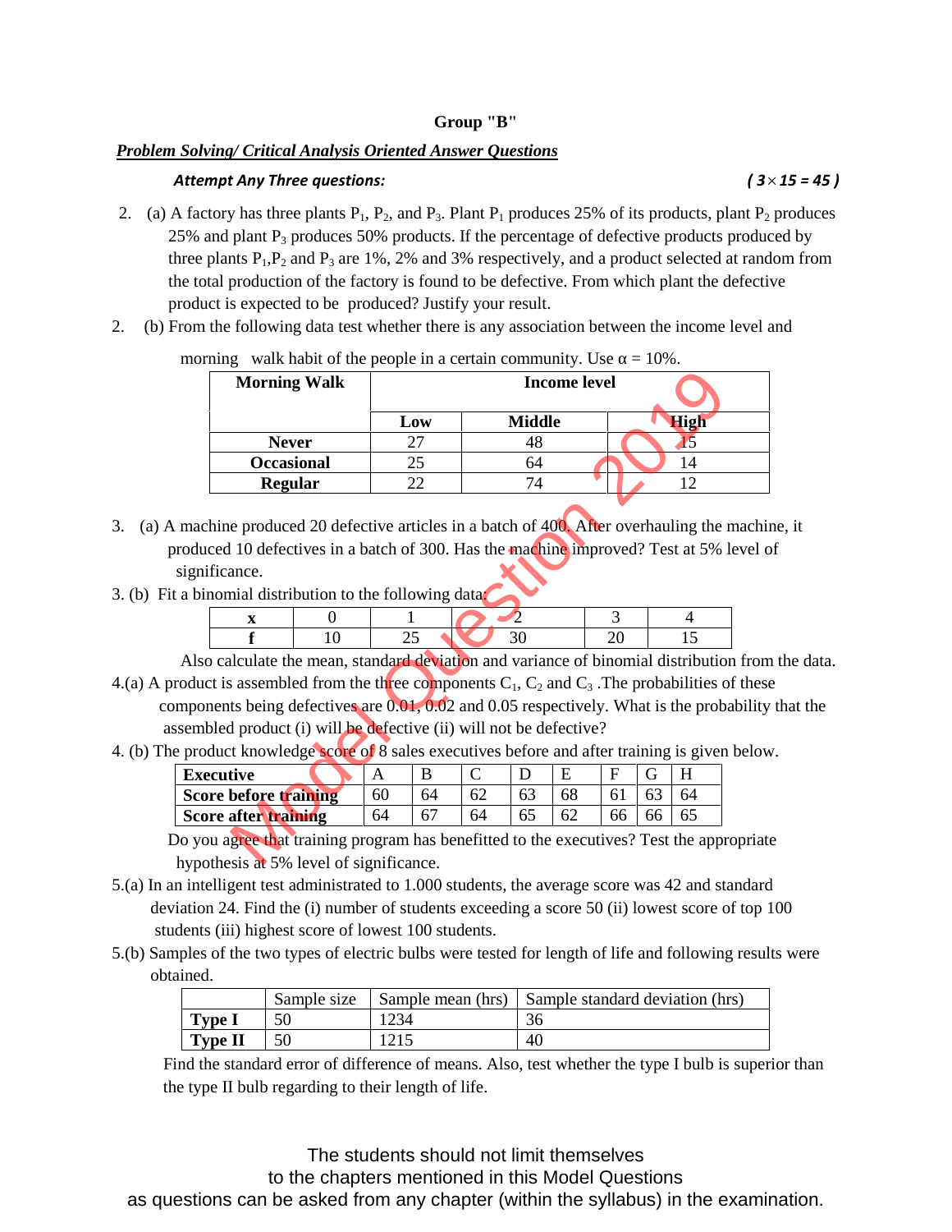**Group "B"**

***Problem Solving/ Critical Analysis Oriented Answer Questions***

***Attempt Any Three questions:*** ***( 3×15 = 45 )***

2. (a) A factory has three plants $P_1$, $P_2$, and $P_3$. Plant $P_1$ produces 25% of its products, plant $P_2$ produces 25% and plant $P_3$ produces 50% products. If the percentage of defective products produced by three plants $P_1$,$P_2$ and $P_3$ are 1%, 2% and 3% respectively, and a product selected at random from the total production of the factory is found to be defective. From which plant the defective product is expected to be produced? Justify your result.

2. (b) From the following data test whether there is any association between the income level and morning walk habit of the people in a certain community. Use α = 10%.

| Morning Walk | Income level | | |
|---|---|---|---|
| | Low | Middle | High |
| Never | 27 | 48 | 15 |
| Occasional | 25 | 64 | 14 |
| Regular | 22 | 74 | 12 |

3. (a) A machine produced 20 defective articles in a batch of 400. After overhauling the machine, it produced 10 defectives in a batch of 300. Has the machine improved? Test at 5% level of significance.

3. (b) Fit a binomial distribution to the following data:

| x | 0 | 1 | 2 | 3 | 4 |
|---|---|---|---|---|---|
| f | 10 | 25 | 30 | 20 | 15 |

Also calculate the mean, standard deviation and variance of binomial distribution from the data.

4.(a) A product is assembled from the three components $C_1$, $C_2$ and $C_3$ .The probabilities of these components being defectives are 0.01, 0.02 and 0.05 respectively. What is the probability that the assembled product (i) will be defective (ii) will not be defective?

4. (b) The product knowledge score of 8 sales executives before and after training is given below.

| Executive | A | B | C | D | E | F | G | H |
|---|---|---|---|---|---|---|---|---|
| Score before training | 60 | 64 | 62 | 63 | 68 | 61 | 63 | 64 |
| Score after training | 64 | 67 | 64 | 65 | 62 | 66 | 66 | 65 |

Do you agree that training program has benefitted to the executives? Test the appropriate hypothesis at 5% level of significance.

5.(a) In an intelligent test administrated to 1.000 students, the average score was 42 and standard deviation 24. Find the (i) number of students exceeding a score 50 (ii) lowest score of top 100 students (iii) highest score of lowest 100 students.

5.(b) Samples of the two types of electric bulbs were tested for length of life and following results were obtained.

| | Sample size | Sample mean (hrs) | Sample standard deviation (hrs) |
|---|---|---|---|
| Type I | 50 | 1234 | 36 |
| Type II | 50 | 1215 | 40 |

Find the standard error of difference of means. Also, test whether the type I bulb is superior than the type II bulb regarding to their length of life.

The students should not limit themselves to the chapters mentioned in this Model Questions as questions can be asked from any chapter (within the syllabus) in the examination.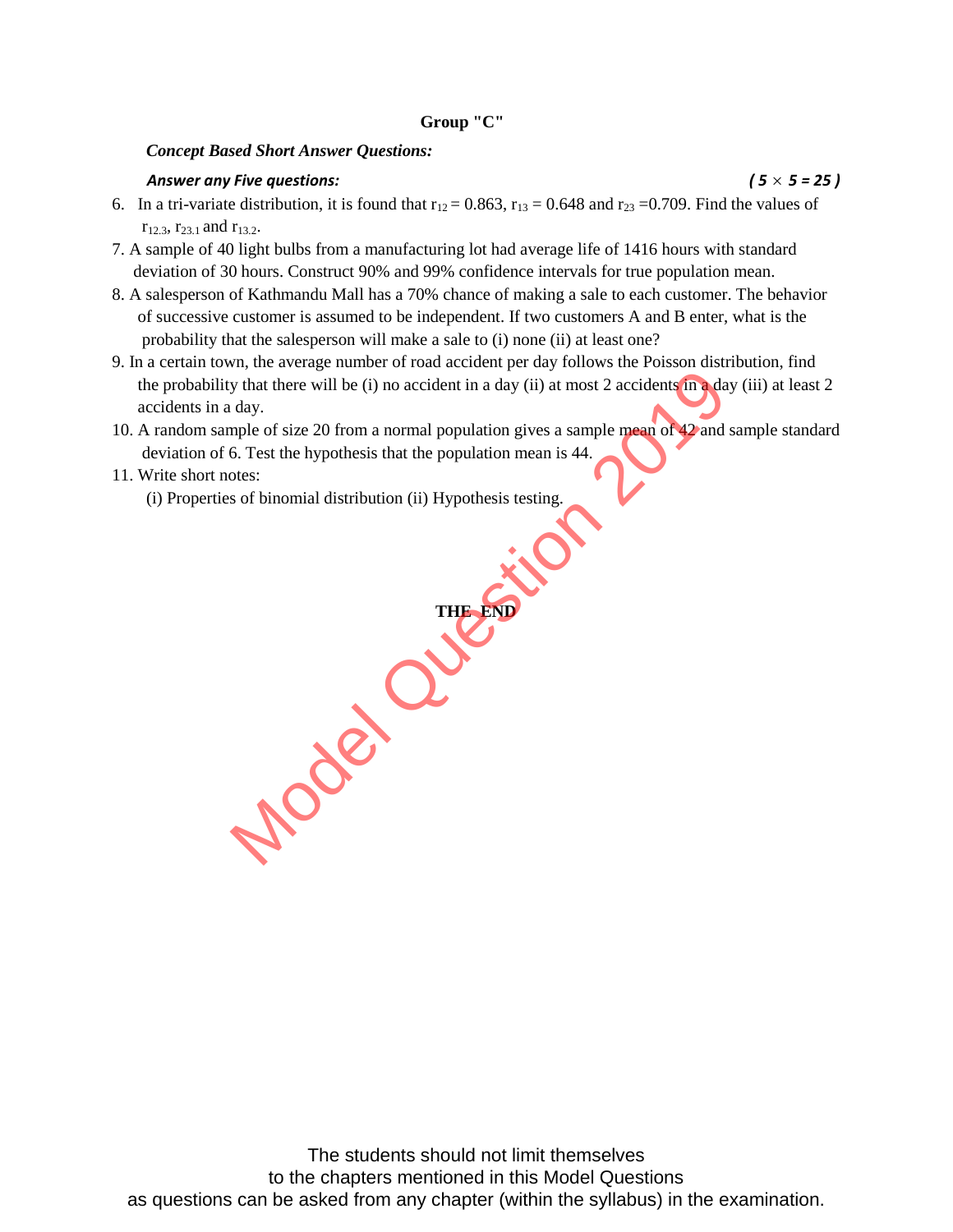## Group "C"

***Concept Based Short Answer Questions:***

***Answer any Five questions:*** ***( 5 × 5 = 25 )***

6. In a tri-variate distribution, it is found that $r_{12} = 0.863$, $r_{13} = 0.648$ and $r_{23} = 0.709$. Find the values of $r_{12.3}$, $r_{23.1}$ and $r_{13.2}$.
7. A sample of 40 light bulbs from a manufacturing lot had average life of 1416 hours with standard deviation of 30 hours. Construct 90% and 99% confidence intervals for true population mean.
8. A salesperson of Kathmandu Mall has a 70% chance of making a sale to each customer. The behavior of successive customer is assumed to be independent. If two customers A and B enter, what is the probability that the salesperson will make a sale to (i) none (ii) at least one?
9. In a certain town, the average number of road accident per day follows the Poisson distribution, find the probability that there will be (i) no accident in a day (ii) at most 2 accidents in a day (iii) at least 2 accidents in a day.
10. A random sample of size 20 from a normal population gives a sample mean of 42 and sample standard deviation of 6. Test the hypothesis that the population mean is 44.
11. Write short notes:
    (i) Properties of binomial distribution (ii) Hypothesis testing.

Model Question 2019

**THE END**

The students should not limit themselves to the chapters mentioned in this Model Questions as questions can be asked from any chapter (within the syllabus) in the examination.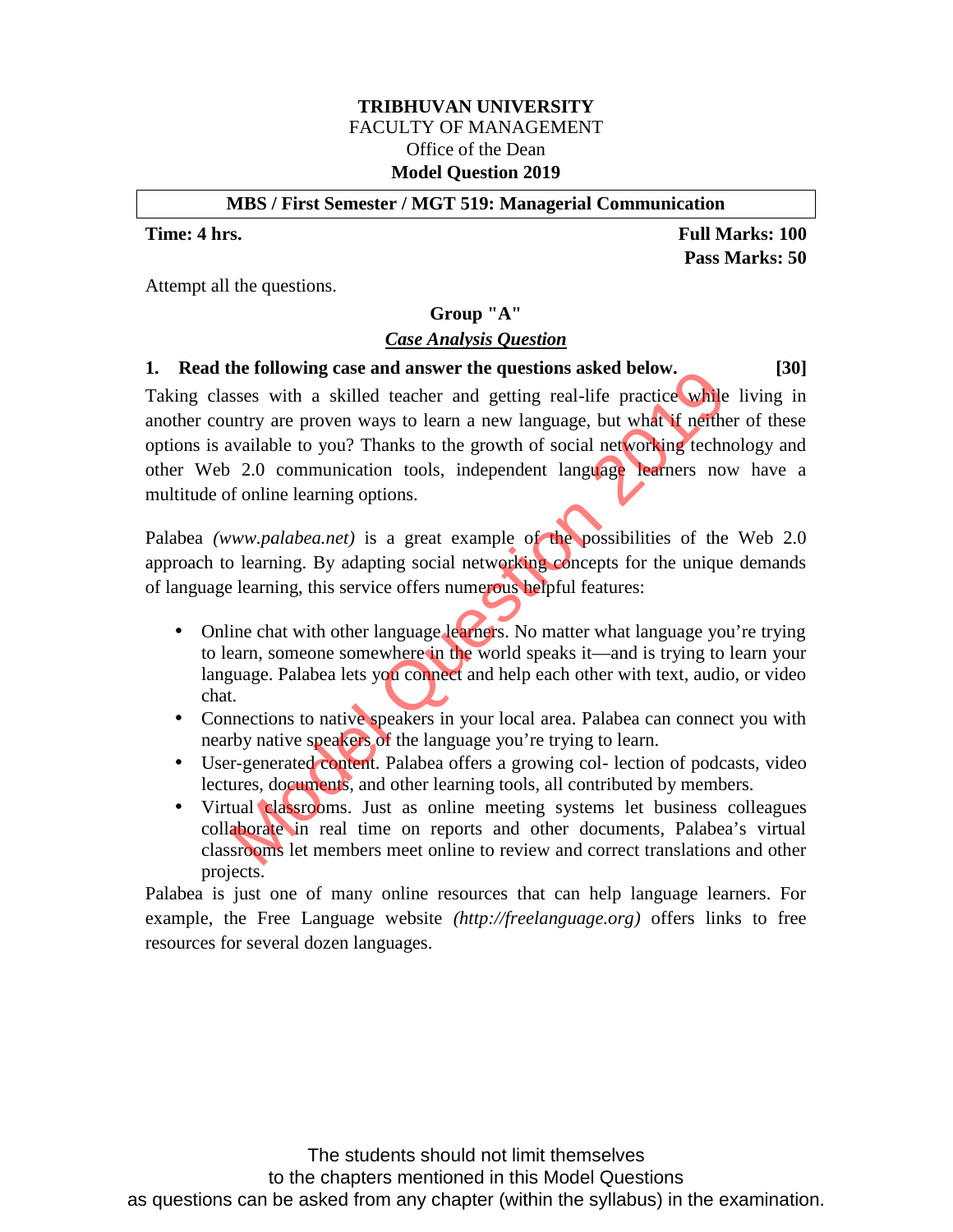**TRIBHUVAN UNIVERSITY**
FACULTY OF MANAGEMENT
Office of the Dean
**Model Question 2019**

**MBS / First Semester / MGT 519: Managerial Communication**

**Time: 4 hrs.** **Full Marks: 100**
**Pass Marks: 50**

Attempt all the questions.

## Group "A"

### *Case Analysis Question*

**1. Read the following case and answer the questions asked below. [30]**

Taking classes with a skilled teacher and getting real-life practice while living in another country are proven ways to learn a new language, but what if neither of these options is available to you? Thanks to the growth of social networking technology and other Web 2.0 communication tools, independent language learners now have a multitude of online learning options.

Palabea *(www.palabea.net)* is a great example of the possibilities of the Web 2.0 approach to learning. By adapting social networking concepts for the unique demands of language learning, this service offers numerous helpful features:

- Online chat with other language learners. No matter what language you're trying to learn, someone somewhere in the world speaks it—and is trying to learn your language. Palabea lets you connect and help each other with text, audio, or video chat.
- Connections to native speakers in your local area. Palabea can connect you with nearby native speakers of the language you're trying to learn.
- User-generated content. Palabea offers a growing col- lection of podcasts, video lectures, documents, and other learning tools, all contributed by members.
- Virtual classrooms. Just as online meeting systems let business colleagues collaborate in real time on reports and other documents, Palabea's virtual classrooms let members meet online to review and correct translations and other projects.

Palabea is just one of many online resources that can help language learners. For example, the Free Language website *(http://freelanguage.org)* offers links to free resources for several dozen languages.

The students should not limit themselves
to the chapters mentioned in this Model Questions
as questions can be asked from any chapter (within the syllabus) in the examination.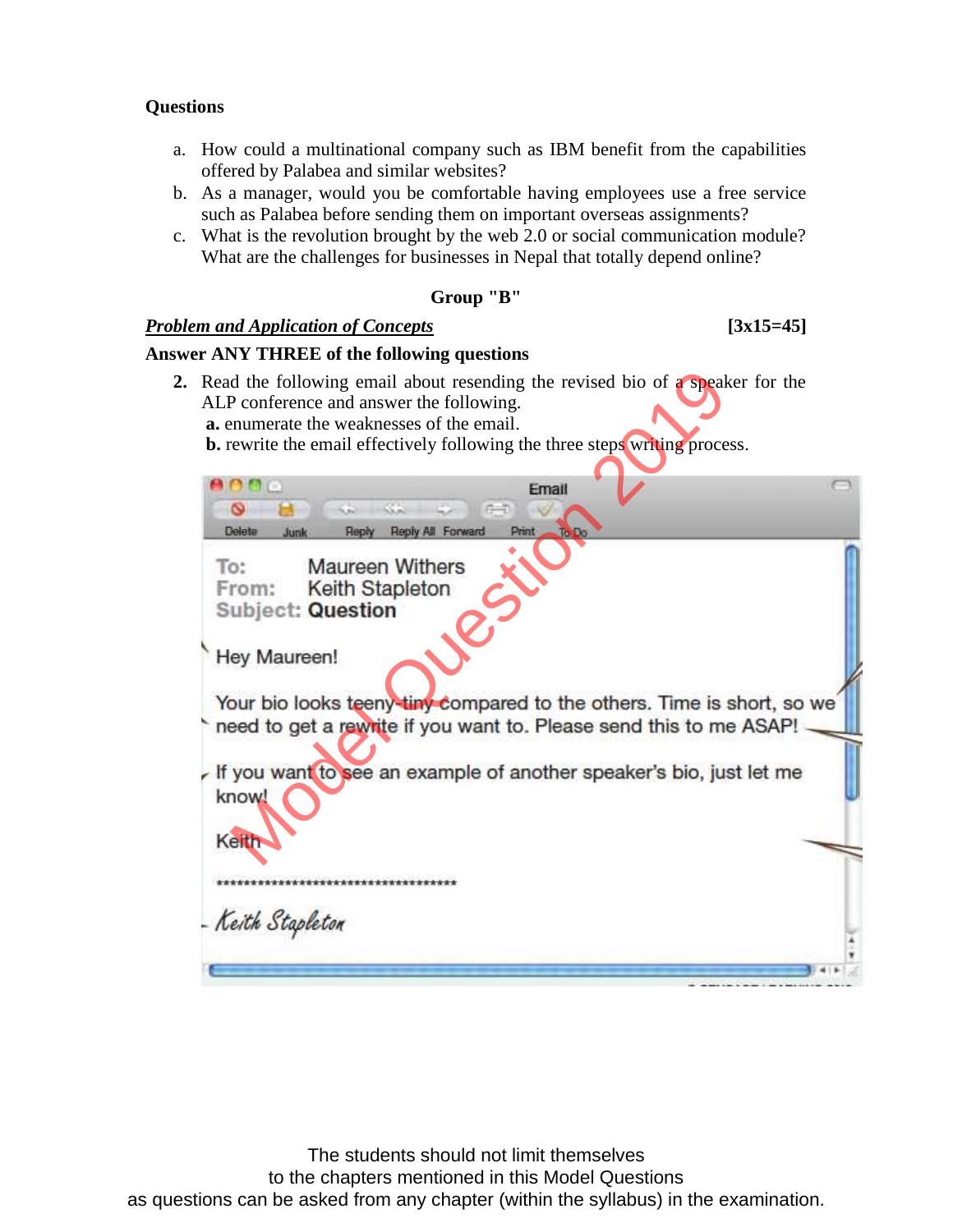**Questions**

a. How could a multinational company such as IBM benefit from the capabilities offered by Palabea and similar websites?

b. As a manager, would you be comfortable having employees use a free service such as Palabea before sending them on important overseas assignments?

c. What is the revolution brought by the web 2.0 or social communication module? What are the challenges for businesses in Nepal that totally depend online?

**Group "B"**

***Problem and Application of Concepts*** **[3x15=45]**

**Answer ANY THREE of the following questions**

**2.** Read the following email about resending the revised bio of a speaker for the ALP conference and answer the following.

**a.** enumerate the weaknesses of the email.

**b.** rewrite the email effectively following the three steps writing process.

To: Maureen Withers
From: Keith Stapleton
Subject: **Question**

Hey Maureen!

Your bio looks teeny-tiny compared to the others. Time is short, so we need to get a rewrite if you want to. Please send this to me ASAP!

If you want to see an example of another speaker's bio, just let me know!

Keith

**************************************

*Keith Stapleton*

The students should not limit themselves
to the chapters mentioned in this Model Questions
as questions can be asked from any chapter (within the syllabus) in the examination.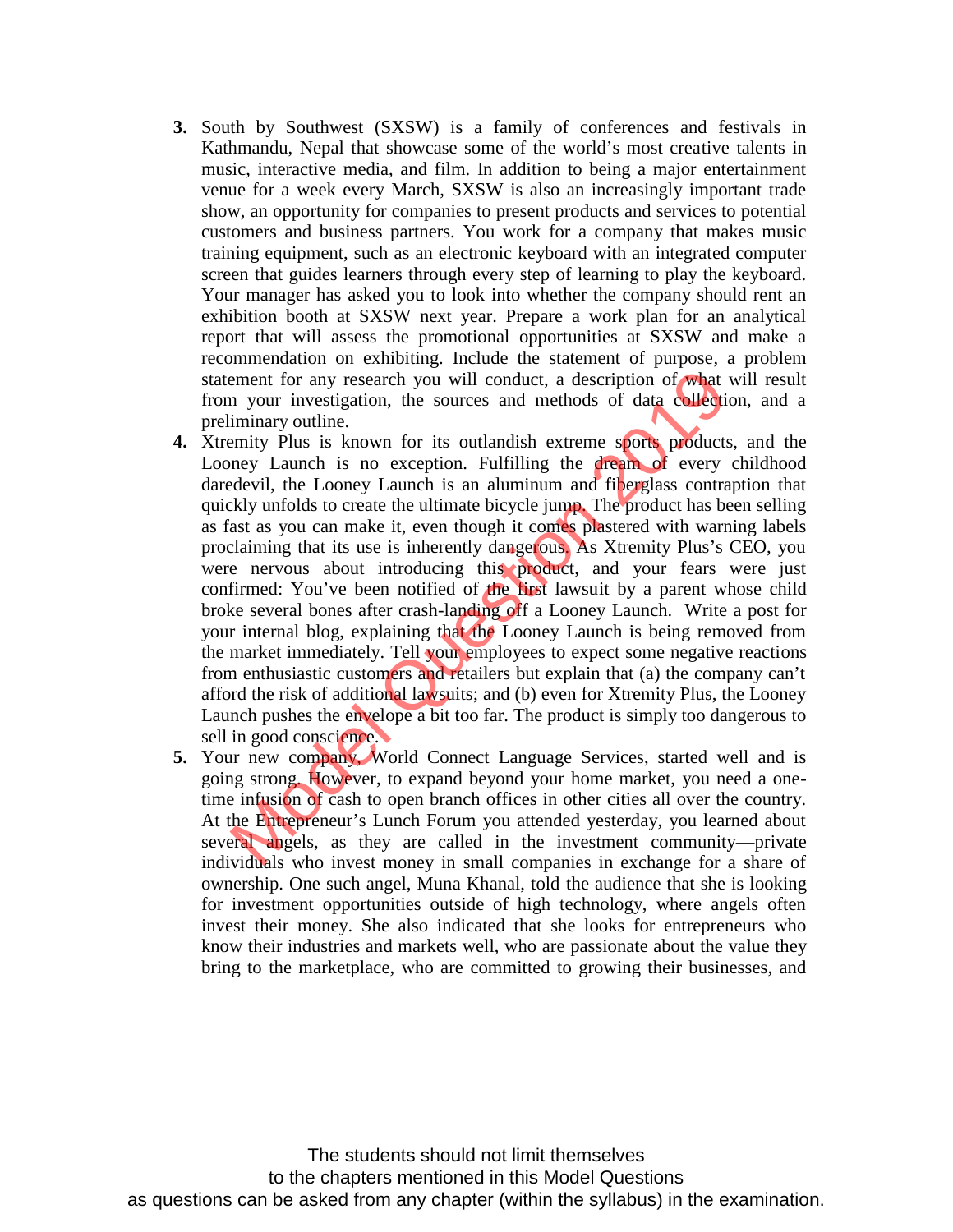3. South by Southwest (SXSW) is a family of conferences and festivals in Kathmandu, Nepal that showcase some of the world's most creative talents in music, interactive media, and film. In addition to being a major entertainment venue for a week every March, SXSW is also an increasingly important trade show, an opportunity for companies to present products and services to potential customers and business partners. You work for a company that makes music training equipment, such as an electronic keyboard with an integrated computer screen that guides learners through every step of learning to play the keyboard. Your manager has asked you to look into whether the company should rent an exhibition booth at SXSW next year. Prepare a work plan for an analytical report that will assess the promotional opportunities at SXSW and make a recommendation on exhibiting. Include the statement of purpose, a problem statement for any research you will conduct, a description of what will result from your investigation, the sources and methods of data collection, and a preliminary outline.

4. Xtremity Plus is known for its outlandish extreme sports products, and the Looney Launch is no exception. Fulfilling the dream of every childhood daredevil, the Looney Launch is an aluminum and fiberglass contraption that quickly unfolds to create the ultimate bicycle jump. The product has been selling as fast as you can make it, even though it comes plastered with warning labels proclaiming that its use is inherently dangerous. As Xtremity Plus's CEO, you were nervous about introducing this product, and your fears were just confirmed: You've been notified of the first lawsuit by a parent whose child broke several bones after crash-landing off a Looney Launch. Write a post for your internal blog, explaining that the Looney Launch is being removed from the market immediately. Tell your employees to expect some negative reactions from enthusiastic customers and retailers but explain that (a) the company can't afford the risk of additional lawsuits; and (b) even for Xtremity Plus, the Looney Launch pushes the envelope a bit too far. The product is simply too dangerous to sell in good conscience.

5. Your new company, World Connect Language Services, started well and is going strong. However, to expand beyond your home market, you need a one-time infusion of cash to open branch offices in other cities all over the country. At the Entrepreneur's Lunch Forum you attended yesterday, you learned about several angels, as they are called in the investment community—private individuals who invest money in small companies in exchange for a share of ownership. One such angel, Muna Khanal, told the audience that she is looking for investment opportunities outside of high technology, where angels often invest their money. She also indicated that she looks for entrepreneurs who know their industries and markets well, who are passionate about the value they bring to the marketplace, who are committed to growing their businesses, and

The students should not limit themselves
to the chapters mentioned in this Model Questions
as questions can be asked from any chapter (within the syllabus) in the examination.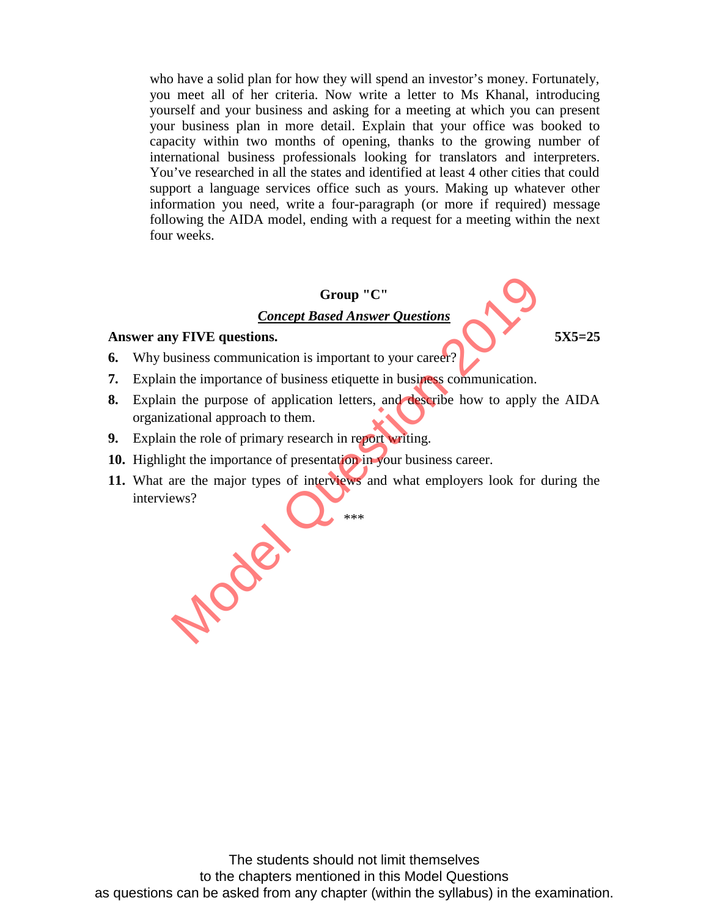who have a solid plan for how they will spend an investor's money. Fortunately, you meet all of her criteria. Now write a letter to Ms Khanal, introducing yourself and your business and asking for a meeting at which you can present your business plan in more detail. Explain that your office was booked to capacity within two months of opening, thanks to the growing number of international business professionals looking for translators and interpreters. You've researched in all the states and identified at least 4 other cities that could support a language services office such as yours. Making up whatever other information you need, write a four-paragraph (or more if required) message following the AIDA model, ending with a request for a meeting within the next four weeks.

## Group "C"

***Concept Based Answer Questions***

**Answer any FIVE questions.** **5X5=25**

**6.** Why business communication is important to your career?

**7.** Explain the importance of business etiquette in business communication.

**8.** Explain the purpose of application letters, and describe how to apply the AIDA organizational approach to them.

**9.** Explain the role of primary research in report writing.

**10.** Highlight the importance of presentation in your business career.

**11.** What are the major types of interviews and what employers look for during the interviews?

***

The students should not limit themselves
to the chapters mentioned in this Model Questions
as questions can be asked from any chapter (within the syllabus) in the examination.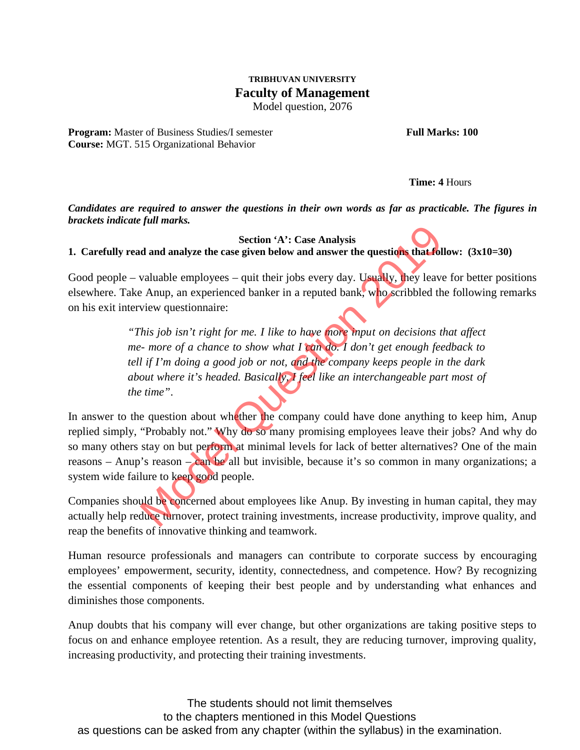**TRIBHUVAN UNIVERSITY**

**Faculty of Management**

Model question, 2076

**Program:** Master of Business Studies/I semester **Full Marks: 100**

**Course:** MGT. 515 Organizational Behavior

**Time: 4** Hours

***Candidates are required to answer the questions in their own words as far as practicable. The figures in brackets indicate full marks.***

**Section 'A': Case Analysis**

**1. Carefully read and analyze the case given below and answer the questions that follow: (3x10=30)**

Good people – valuable employees – quit their jobs every day. Usually, they leave for better positions elsewhere. Take Anup, an experienced banker in a reputed bank, who scribbled the following remarks on his exit interview questionnaire:

> *"This job isn't right for me. I like to have more input on decisions that affect me- more of a chance to show what I can do. I don't get enough feedback to tell if I'm doing a good job or not, and the company keeps people in the dark about where it's headed. Basically, I feel like an interchangeable part most of the time".*

In answer to the question about whether the company could have done anything to keep him, Anup replied simply, "Probably not." Why do so many promising employees leave their jobs? And why do so many others stay on but perform at minimal levels for lack of better alternatives? One of the main reasons – Anup's reason – can be all but invisible, because it's so common in many organizations; a system wide failure to keep good people.

Companies should be concerned about employees like Anup. By investing in human capital, they may actually help reduce turnover, protect training investments, increase productivity, improve quality, and reap the benefits of innovative thinking and teamwork.

Human resource professionals and managers can contribute to corporate success by encouraging employees' empowerment, security, identity, connectedness, and competence. How? By recognizing the essential components of keeping their best people and by understanding what enhances and diminishes those components.

Anup doubts that his company will ever change, but other organizations are taking positive steps to focus on and enhance employee retention. As a result, they are reducing turnover, improving quality, increasing productivity, and protecting their training investments.

The students should not limit themselves to the chapters mentioned in this Model Questions as questions can be asked from any chapter (within the syllabus) in the examination.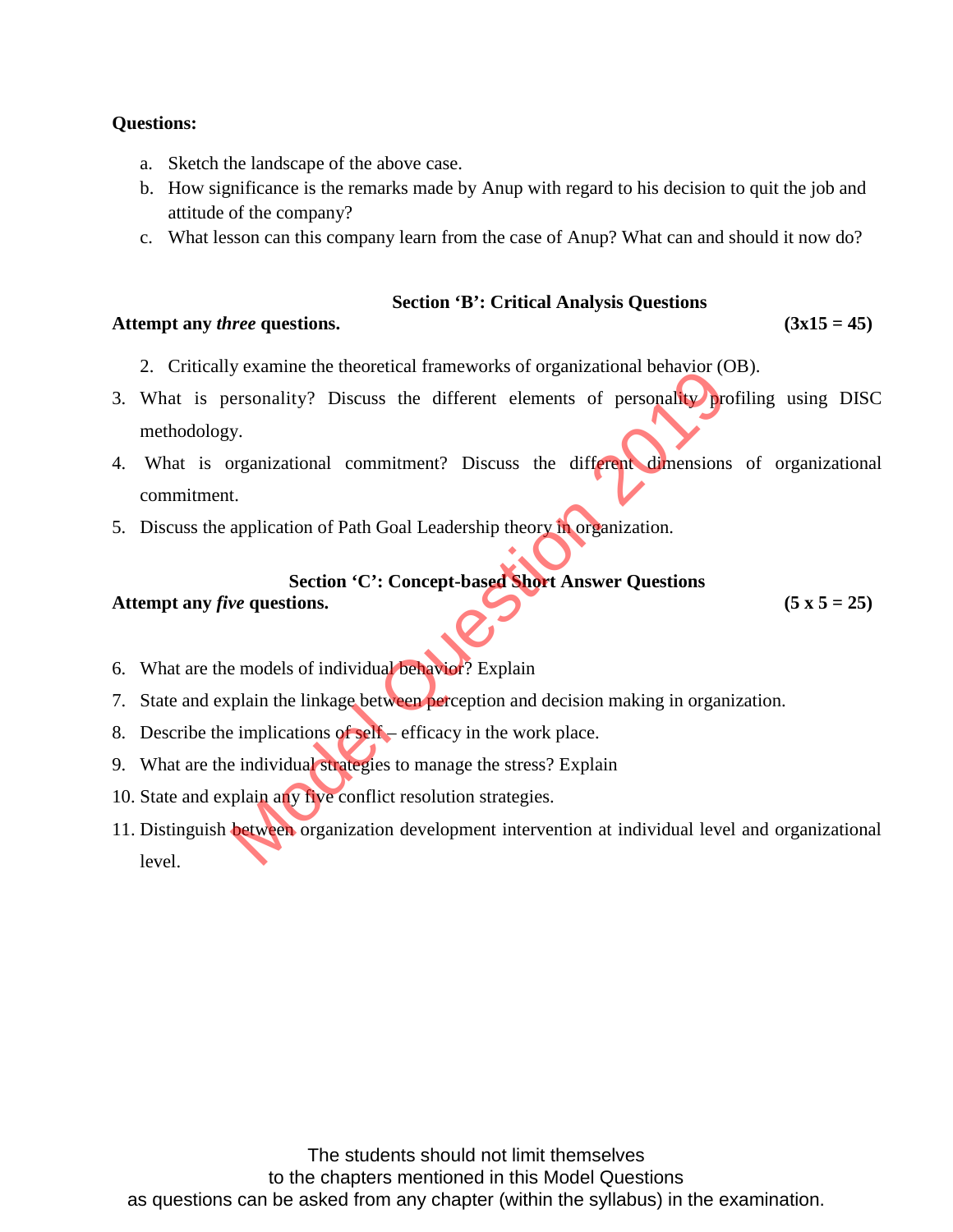**Questions:**

a. Sketch the landscape of the above case.
b. How significance is the remarks made by Anup with regard to his decision to quit the job and attitude of the company?
c. What lesson can this company learn from the case of Anup? What can and should it now do?

## Section 'B': Critical Analysis Questions

**Attempt any *three* questions.** **(3x15 = 45)**

2. Critically examine the theoretical frameworks of organizational behavior (OB).
3. What is personality? Discuss the different elements of personality profiling using DISC methodology.
4. What is organizational commitment? Discuss the different dimensions of organizational commitment.
5. Discuss the application of Path Goal Leadership theory in organization.

## Section 'C': Concept-based Short Answer Questions

**Attempt any *five* questions.** **(5 x 5 = 25)**

6. What are the models of individual behavior? Explain
7. State and explain the linkage between perception and decision making in organization.
8. Describe the implications of self – efficacy in the work place.
9. What are the individual strategies to manage the stress? Explain
10. State and explain any five conflict resolution strategies.
11. Distinguish between organization development intervention at individual level and organizational level.

Model Question 2019

The students should not limit themselves
to the chapters mentioned in this Model Questions
as questions can be asked from any chapter (within the syllabus) in the examination.